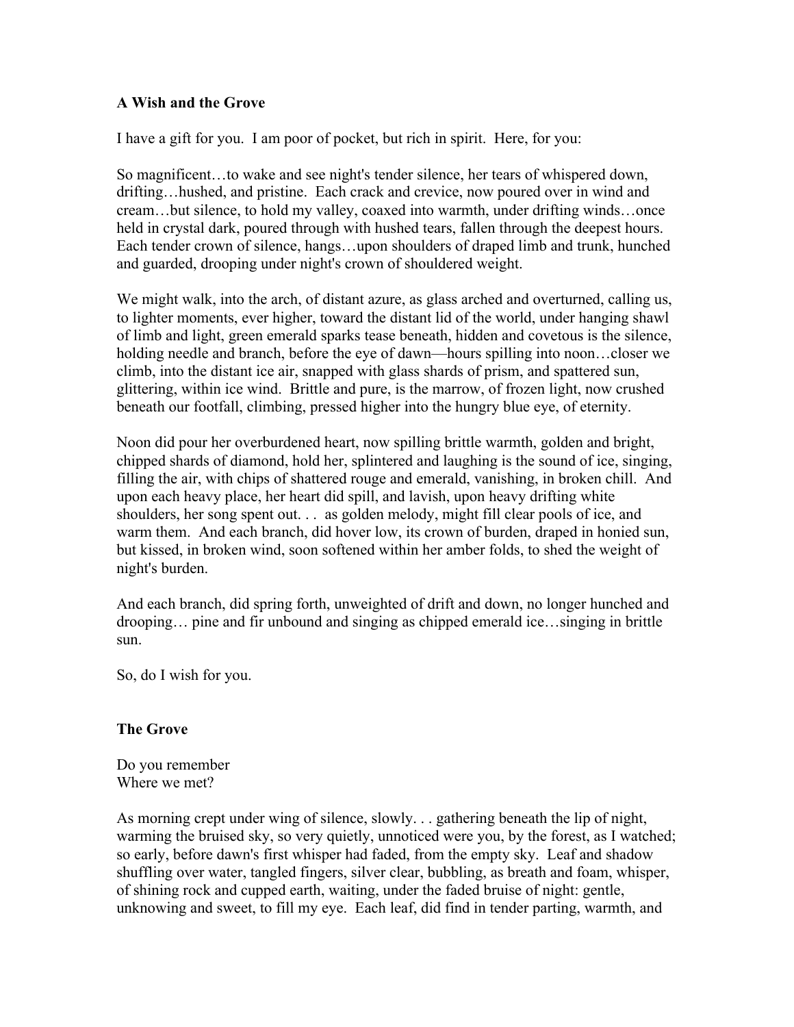**A Wish and the Grove**

I have a gift for you. I am poor of pocket, but rich in spirit. Here, for you:

So magnificent…to wake and see night's tender silence, her tears of whispered down, drifting…hushed, and pristine. Each crack and crevice, now poured over in wind and cream…but silence, to hold my valley, coaxed into warmth, under drifting winds…once held in crystal dark, poured through with hushed tears, fallen through the deepest hours. Each tender crown of silence, hangs…upon shoulders of draped limb and trunk, hunched and guarded, drooping under night's crown of shouldered weight.

We might walk, into the arch, of distant azure, as glass arched and overturned, calling us, to lighter moments, ever higher, toward the distant lid of the world, under hanging shawl of limb and light, green emerald sparks tease beneath, hidden and covetous is the silence, holding needle and branch, before the eye of dawn—hours spilling into noon…closer we climb, into the distant ice air, snapped with glass shards of prism, and spattered sun, glittering, within ice wind. Brittle and pure, is the marrow, of frozen light, now crushed beneath our footfall, climbing, pressed higher into the hungry blue eye, of eternity.

Noon did pour her overburdened heart, now spilling brittle warmth, golden and bright, chipped shards of diamond, hold her, splintered and laughing is the sound of ice, singing, filling the air, with chips of shattered rouge and emerald, vanishing, in broken chill. And upon each heavy place, her heart did spill, and lavish, upon heavy drifting white shoulders, her song spent out. . . as golden melody, might fill clear pools of ice, and warm them. And each branch, did hover low, its crown of burden, draped in honied sun, but kissed, in broken wind, soon softened within her amber folds, to shed the weight of night's burden.

And each branch, did spring forth, unweighted of drift and down, no longer hunched and drooping… pine and fir unbound and singing as chipped emerald ice…singing in brittle sun.

So, do I wish for you.

**The Grove**

Do you remember
Where we met?

As morning crept under wing of silence, slowly. . . gathering beneath the lip of night, warming the bruised sky, so very quietly, unnoticed were you, by the forest, as I watched; so early, before dawn's first whisper had faded, from the empty sky. Leaf and shadow shuffling over water, tangled fingers, silver clear, bubbling, as breath and foam, whisper, of shining rock and cupped earth, waiting, under the faded bruise of night: gentle, unknowing and sweet, to fill my eye. Each leaf, did find in tender parting, warmth, and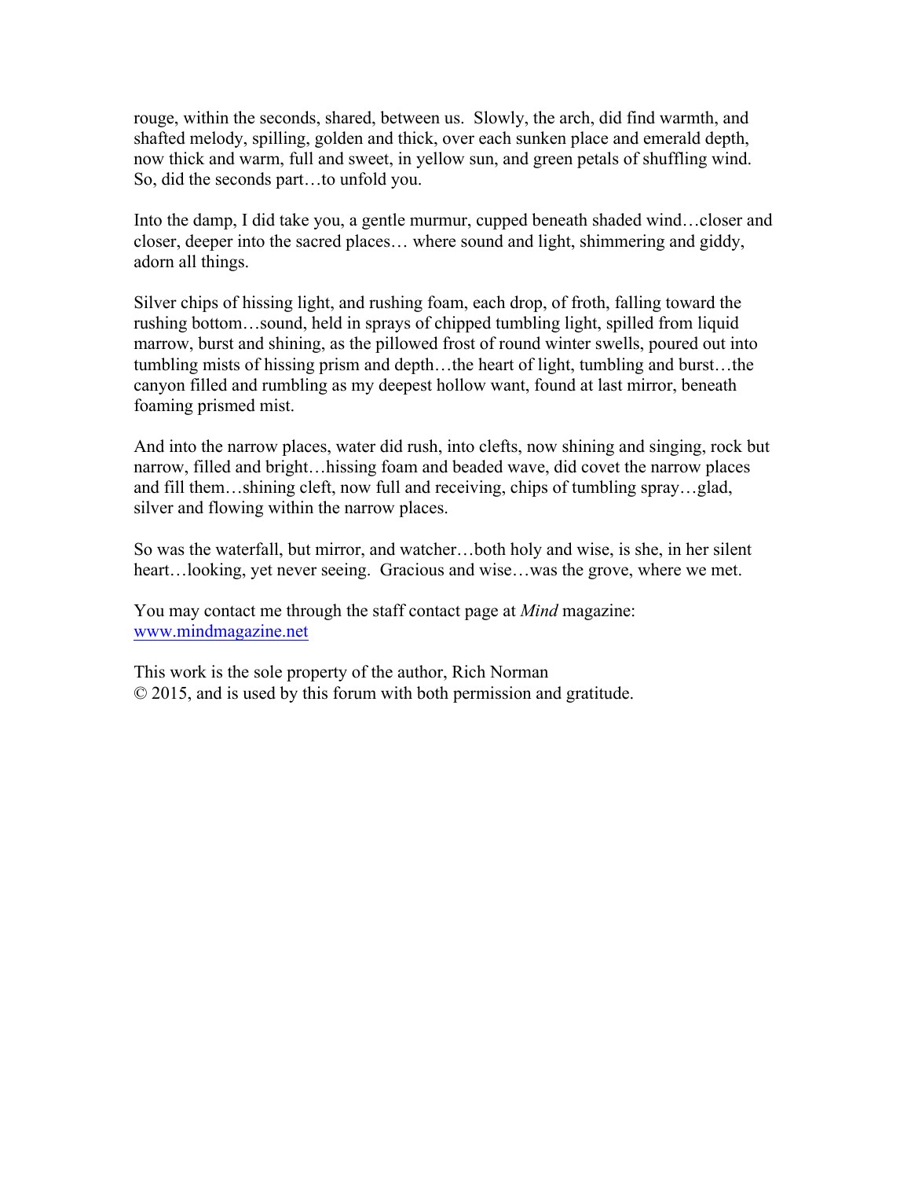rouge, within the seconds, shared, between us. Slowly, the arch, did find warmth, and shafted melody, spilling, golden and thick, over each sunken place and emerald depth, now thick and warm, full and sweet, in yellow sun, and green petals of shuffling wind. So, did the seconds part…to unfold you.

Into the damp, I did take you, a gentle murmur, cupped beneath shaded wind…closer and closer, deeper into the sacred places… where sound and light, shimmering and giddy, adorn all things.

Silver chips of hissing light, and rushing foam, each drop, of froth, falling toward the rushing bottom…sound, held in sprays of chipped tumbling light, spilled from liquid marrow, burst and shining, as the pillowed frost of round winter swells, poured out into tumbling mists of hissing prism and depth…the heart of light, tumbling and burst…the canyon filled and rumbling as my deepest hollow want, found at last mirror, beneath foaming prismed mist.

And into the narrow places, water did rush, into clefts, now shining and singing, rock but narrow, filled and bright…hissing foam and beaded wave, did covet the narrow places and fill them…shining cleft, now full and receiving, chips of tumbling spray…glad, silver and flowing within the narrow places.

So was the waterfall, but mirror, and watcher…both holy and wise, is she, in her silent heart…looking, yet never seeing. Gracious and wise…was the grove, where we met.

You may contact me through the staff contact page at *Mind* magazine:
[www.mindmagazine.net](http://www.mindmagazine.net)

This work is the sole property of the author, Rich Norman
© 2015, and is used by this forum with both permission and gratitude.